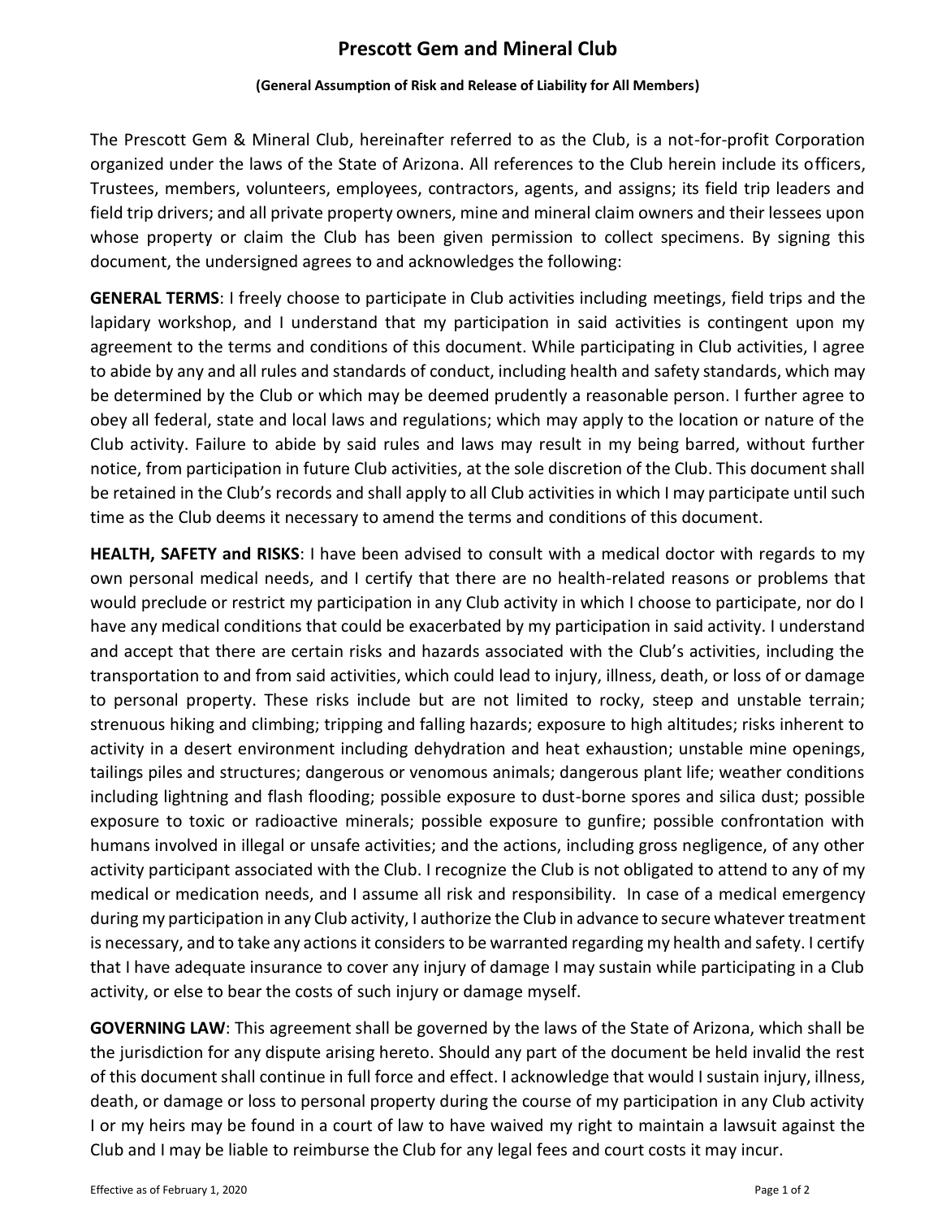# Prescott Gem and Mineral Club

**(General Assumption of Risk and Release of Liability for All Members)**

The Prescott Gem & Mineral Club, hereinafter referred to as the Club, is a not-for-profit Corporation organized under the laws of the State of Arizona. All references to the Club herein include its officers, Trustees, members, volunteers, employees, contractors, agents, and assigns; its field trip leaders and field trip drivers; and all private property owners, mine and mineral claim owners and their lessees upon whose property or claim the Club has been given permission to collect specimens. By signing this document, the undersigned agrees to and acknowledges the following:

**GENERAL TERMS**: I freely choose to participate in Club activities including meetings, field trips and the lapidary workshop, and I understand that my participation in said activities is contingent upon my agreement to the terms and conditions of this document. While participating in Club activities, I agree to abide by any and all rules and standards of conduct, including health and safety standards, which may be determined by the Club or which may be deemed prudently a reasonable person. I further agree to obey all federal, state and local laws and regulations; which may apply to the location or nature of the Club activity. Failure to abide by said rules and laws may result in my being barred, without further notice, from participation in future Club activities, at the sole discretion of the Club. This document shall be retained in the Club's records and shall apply to all Club activities in which I may participate until such time as the Club deems it necessary to amend the terms and conditions of this document.

**HEALTH, SAFETY and RISKS**: I have been advised to consult with a medical doctor with regards to my own personal medical needs, and I certify that there are no health-related reasons or problems that would preclude or restrict my participation in any Club activity in which I choose to participate, nor do I have any medical conditions that could be exacerbated by my participation in said activity. I understand and accept that there are certain risks and hazards associated with the Club's activities, including the transportation to and from said activities, which could lead to injury, illness, death, or loss of or damage to personal property. These risks include but are not limited to rocky, steep and unstable terrain; strenuous hiking and climbing; tripping and falling hazards; exposure to high altitudes; risks inherent to activity in a desert environment including dehydration and heat exhaustion; unstable mine openings, tailings piles and structures; dangerous or venomous animals; dangerous plant life; weather conditions including lightning and flash flooding; possible exposure to dust-borne spores and silica dust; possible exposure to toxic or radioactive minerals; possible exposure to gunfire; possible confrontation with humans involved in illegal or unsafe activities; and the actions, including gross negligence, of any other activity participant associated with the Club. I recognize the Club is not obligated to attend to any of my medical or medication needs, and I assume all risk and responsibility. In case of a medical emergency during my participation in any Club activity, I authorize the Club in advance to secure whatever treatment is necessary, and to take any actions it considers to be warranted regarding my health and safety. I certify that I have adequate insurance to cover any injury of damage I may sustain while participating in a Club activity, or else to bear the costs of such injury or damage myself.

**GOVERNING LAW**: This agreement shall be governed by the laws of the State of Arizona, which shall be the jurisdiction for any dispute arising hereto. Should any part of the document be held invalid the rest of this document shall continue in full force and effect. I acknowledge that would I sustain injury, illness, death, or damage or loss to personal property during the course of my participation in any Club activity I or my heirs may be found in a court of law to have waived my right to maintain a lawsuit against the Club and I may be liable to reimburse the Club for any legal fees and court costs it may incur.

Effective as of February 1, 2020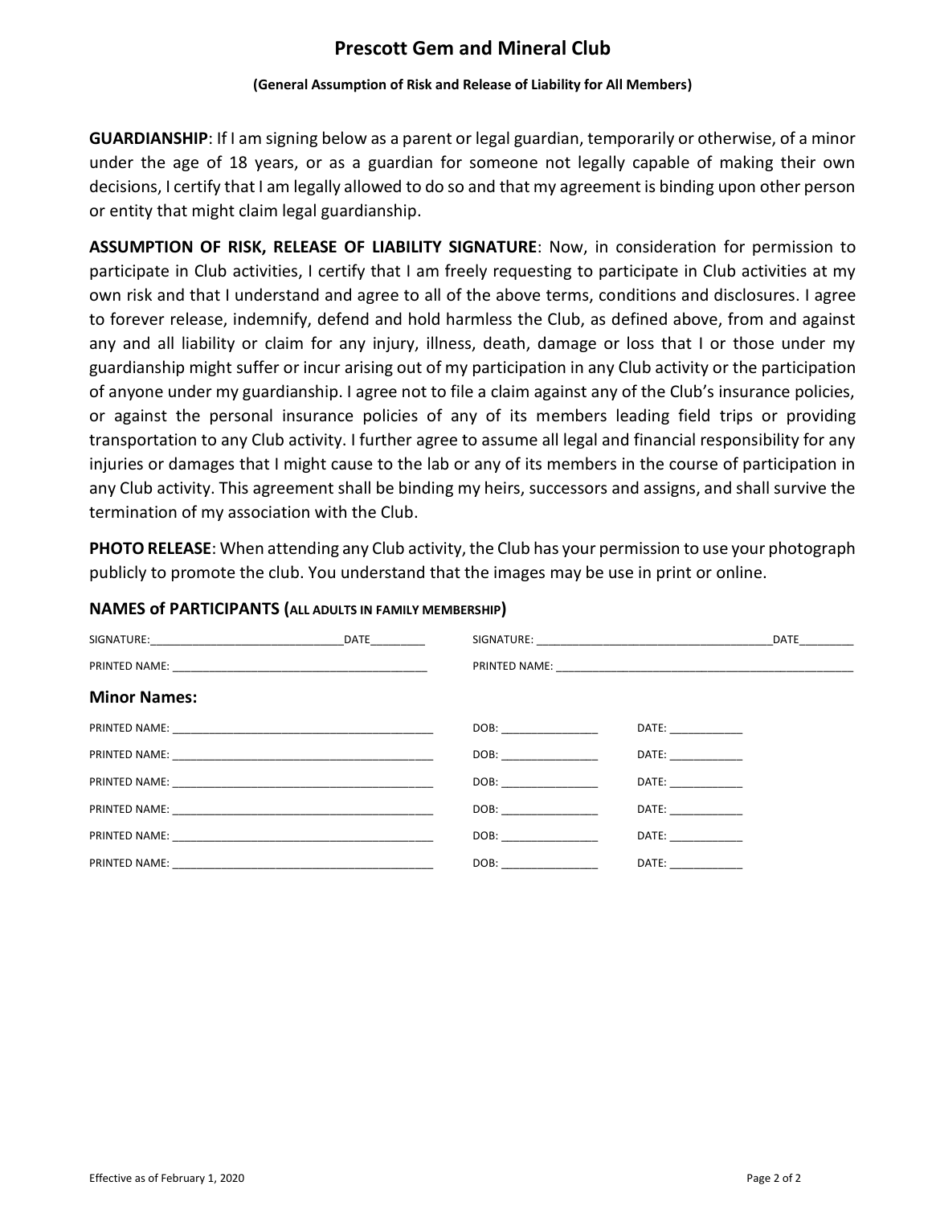# Prescott Gem and Mineral Club

**(General Assumption of Risk and Release of Liability for All Members)**

**GUARDIANSHIP**: If I am signing below as a parent or legal guardian, temporarily or otherwise, of a minor under the age of 18 years, or as a guardian for someone not legally capable of making their own decisions, I certify that I am legally allowed to do so and that my agreement is binding upon other person or entity that might claim legal guardianship.

**ASSUMPTION OF RISK, RELEASE OF LIABILITY SIGNATURE**: Now, in consideration for permission to participate in Club activities, I certify that I am freely requesting to participate in Club activities at my own risk and that I understand and agree to all of the above terms, conditions and disclosures. I agree to forever release, indemnify, defend and hold harmless the Club, as defined above, from and against any and all liability or claim for any injury, illness, death, damage or loss that I or those under my guardianship might suffer or incur arising out of my participation in any Club activity or the participation of anyone under my guardianship. I agree not to file a claim against any of the Club's insurance policies, or against the personal insurance policies of any of its members leading field trips or providing transportation to any Club activity. I further agree to assume all legal and financial responsibility for any injuries or damages that I might cause to the lab or any of its members in the course of participation in any Club activity. This agreement shall be binding my heirs, successors and assigns, and shall survive the termination of my association with the Club.

**PHOTO RELEASE**: When attending any Club activity, the Club has your permission to use your photograph publicly to promote the club. You understand that the images may be use in print or online.

### NAMES of PARTICIPANTS (ALL ADULTS IN FAMILY MEMBERSHIP)

SIGNATURE:______________________________DATE_________ SIGNATURE: _____________________________________DATE_________

PRINTED NAME: ________________________________________ PRINTED NAME: ________________________________________________

### Minor Names:

PRINTED NAME: _________________________________________ DOB: _______________ DATE: ____________

PRINTED NAME: _________________________________________ DOB: _______________ DATE: ____________

PRINTED NAME: _________________________________________ DOB: _______________ DATE: ____________

PRINTED NAME: _________________________________________ DOB: _______________ DATE: ____________

PRINTED NAME: _________________________________________ DOB: _______________ DATE: ____________

PRINTED NAME: _________________________________________ DOB: _______________ DATE: ____________

Effective as of February 1, 2020